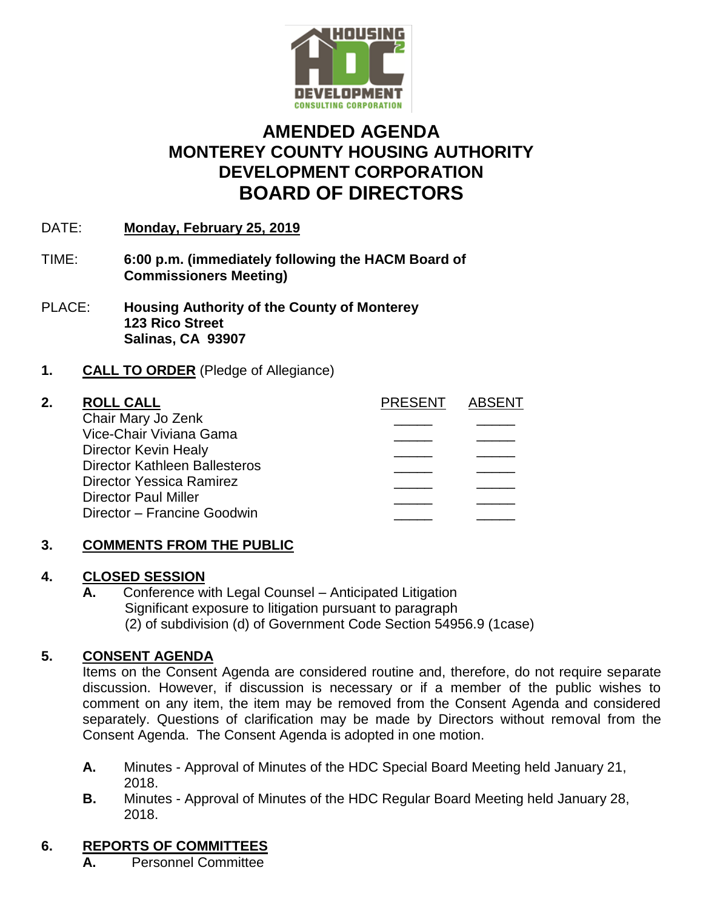# AMENDED AGENDA
# MONTEREY COUNTY HOUSING AUTHORITY DEVELOPMENT CORPORATION
# BOARD OF DIRECTORS

DATE: **Monday, February 25, 2019**

TIME: **6:00 p.m. (immediately following the HACM Board of Commissioners Meeting)**

PLACE: **Housing Authority of the County of Monterey**
**123 Rico Street**
**Salinas, CA 93907**

**1. CALL TO ORDER** (Pledge of Allegiance)

**2. ROLL CALL**

| | PRESENT | ABSENT |
|---|---|---|
| Chair Mary Jo Zenk | _____ | _____ |
| Vice-Chair Viviana Gama | _____ | _____ |
| Director Kevin Healy | _____ | _____ |
| Director Kathleen Ballesteros | _____ | _____ |
| Director Yessica Ramirez | _____ | _____ |
| Director Paul Miller | _____ | _____ |
| Director – Francine Goodwin | _____ | _____ |

**3. COMMENTS FROM THE PUBLIC**

**4. CLOSED SESSION**

**A.** Conference with Legal Counsel – Anticipated Litigation Significant exposure to litigation pursuant to paragraph (2) of subdivision (d) of Government Code Section 54956.9 (1case)

**5. CONSENT AGENDA**

Items on the Consent Agenda are considered routine and, therefore, do not require separate discussion. However, if discussion is necessary or if a member of the public wishes to comment on any item, the item may be removed from the Consent Agenda and considered separately. Questions of clarification may be made by Directors without removal from the Consent Agenda. The Consent Agenda is adopted in one motion.

**A.** Minutes - Approval of Minutes of the HDC Special Board Meeting held January 21, 2018.

**B.** Minutes - Approval of Minutes of the HDC Regular Board Meeting held January 28, 2018.

**6. REPORTS OF COMMITTEES**

**A.** Personnel Committee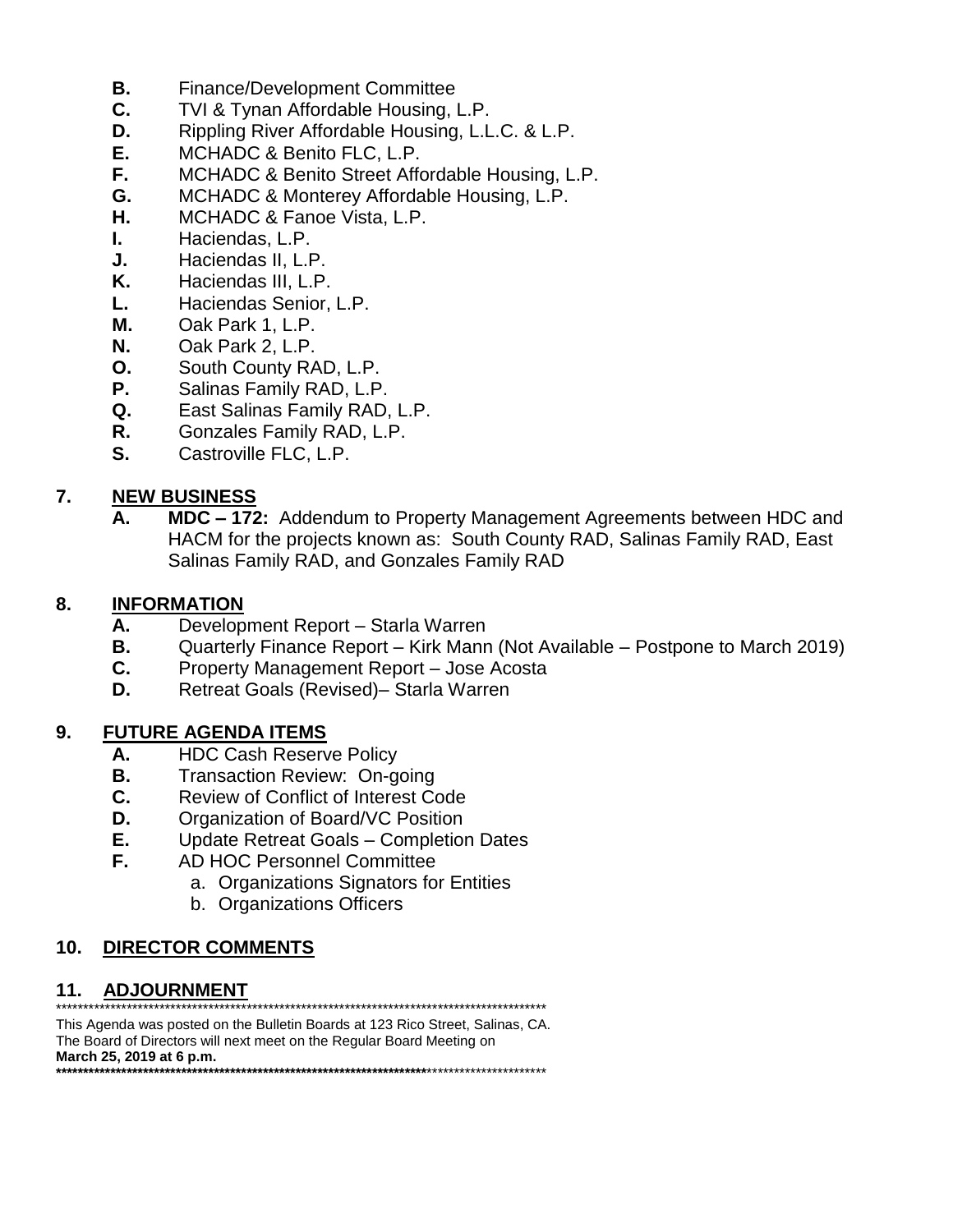- **B.** Finance/Development Committee
- **C.** TVI & Tynan Affordable Housing, L.P.
- **D.** Rippling River Affordable Housing, L.L.C. & L.P.
- **E.** MCHADC & Benito FLC, L.P.
- **F.** MCHADC & Benito Street Affordable Housing, L.P.
- **G.** MCHADC & Monterey Affordable Housing, L.P.
- **H.** MCHADC & Fanoe Vista, L.P.
- **I.** Haciendas, L.P.
- **J.** Haciendas II, L.P.
- **K.** Haciendas III, L.P.
- **L.** Haciendas Senior, L.P.
- **M.** Oak Park 1, L.P.
- **N.** Oak Park 2, L.P.
- **O.** South County RAD, L.P.
- **P.** Salinas Family RAD, L.P.
- **Q.** East Salinas Family RAD, L.P.
- **R.** Gonzales Family RAD, L.P.
- **S.** Castroville FLC, L.P.

## 7. NEW BUSINESS

- **A.** **MDC – 172:** Addendum to Property Management Agreements between HDC and HACM for the projects known as: South County RAD, Salinas Family RAD, East Salinas Family RAD, and Gonzales Family RAD

## 8. INFORMATION

- **A.** Development Report – Starla Warren
- **B.** Quarterly Finance Report – Kirk Mann (Not Available – Postpone to March 2019)
- **C.** Property Management Report – Jose Acosta
- **D.** Retreat Goals (Revised)– Starla Warren

## 9. FUTURE AGENDA ITEMS

- **A.** HDC Cash Reserve Policy
- **B.** Transaction Review: On-going
- **C.** Review of Conflict of Interest Code
- **D.** Organization of Board/VC Position
- **E.** Update Retreat Goals – Completion Dates
- **F.** AD HOC Personnel Committee
  - a. Organizations Signators for Entities
  - b. Organizations Officers

## 10. DIRECTOR COMMENTS

## 11. ADJOURNMENT

******************************************************************************************

This Agenda was posted on the Bulletin Boards at 123 Rico Street, Salinas, CA.
The Board of Directors will next meet on the Regular Board Meeting on
**March 25, 2019 at 6 p.m.**

******************************************************************************************